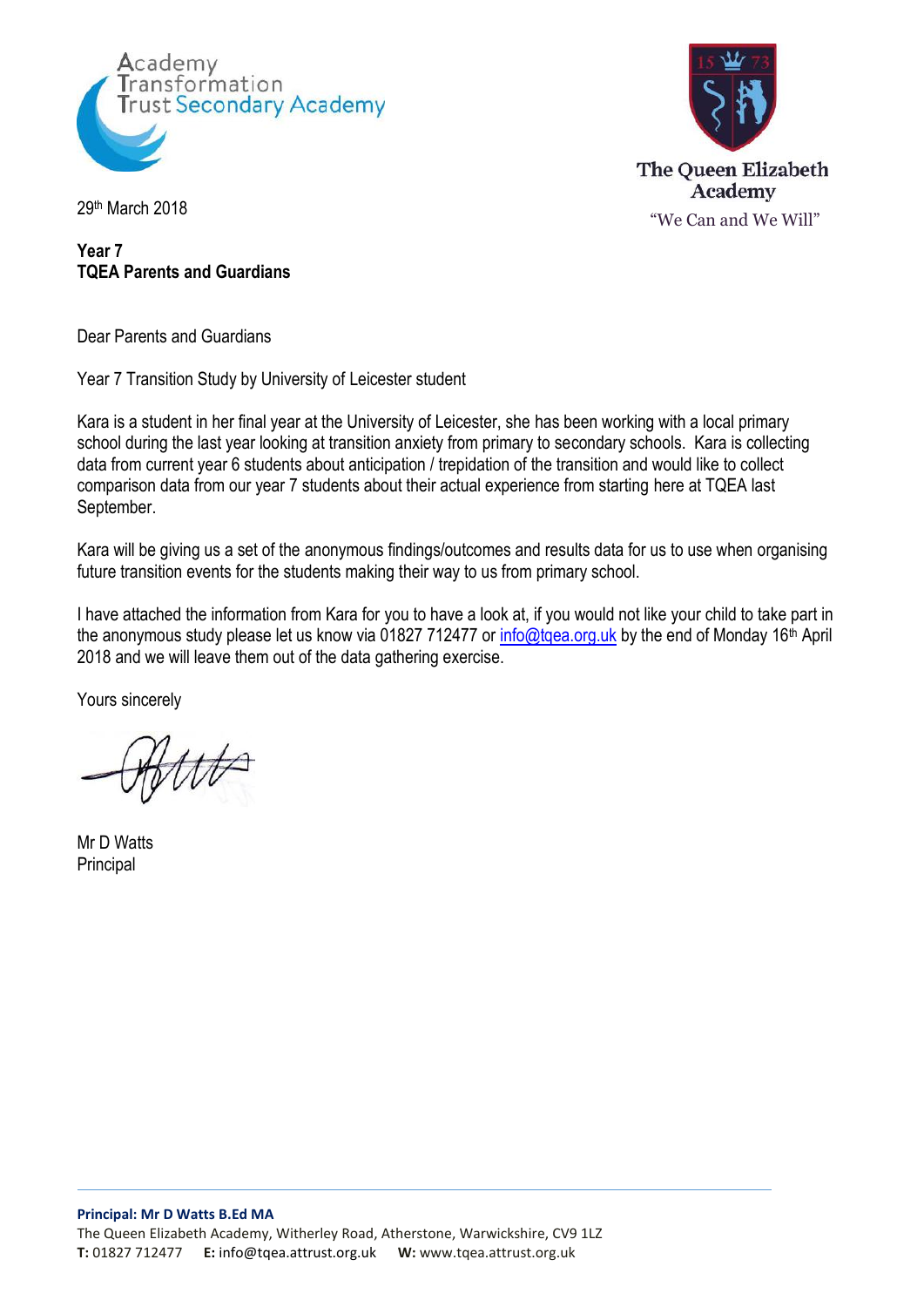Academy Transformation Trust Secondary Academy

The Queen Elizabeth Academy
"We Can and We Will"

29th March 2018

**Year 7**
**TQEA Parents and Guardians**

Dear Parents and Guardians

Year 7 Transition Study by University of Leicester student

Kara is a student in her final year at the University of Leicester, she has been working with a local primary school during the last year looking at transition anxiety from primary to secondary schools. Kara is collecting data from current year 6 students about anticipation / trepidation of the transition and would like to collect comparison data from our year 7 students about their actual experience from starting here at TQEA last September.

Kara will be giving us a set of the anonymous findings/outcomes and results data for us to use when organising future transition events for the students making their way to us from primary school.

I have attached the information from Kara for you to have a look at, if you would not like your child to take part in the anonymous study please let us know via 01827 712477 or info@tqea.org.uk by the end of Monday 16th April 2018 and we will leave them out of the data gathering exercise.

Yours sincerely

Mr D Watts
Principal

**Principal: Mr D Watts B.Ed MA**
The Queen Elizabeth Academy, Witherley Road, Atherstone, Warwickshire, CV9 1LZ
**T:** 01827 712477 **E:** info@tqea.attrust.org.uk **W:** www.tqea.attrust.org.uk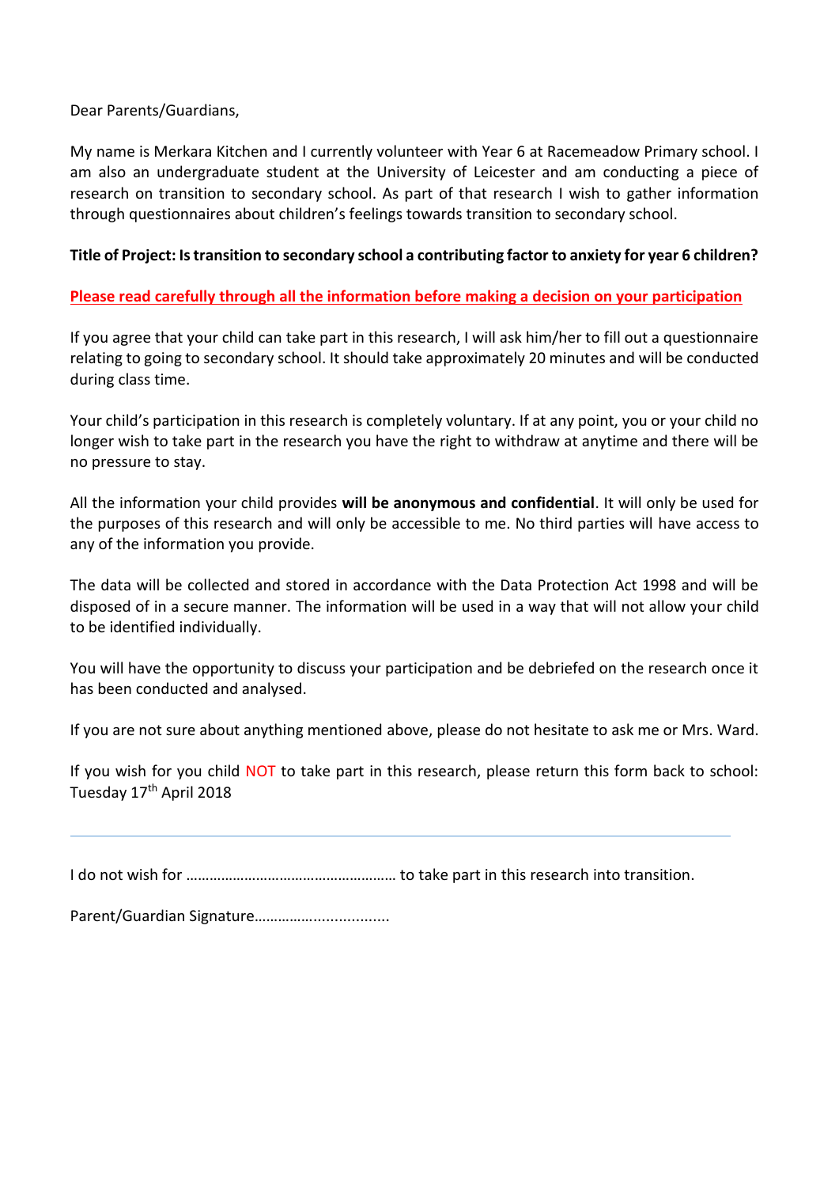Dear Parents/Guardians,

My name is Merkara Kitchen and I currently volunteer with Year 6 at Racemeadow Primary school. I am also an undergraduate student at the University of Leicester and am conducting a piece of research on transition to secondary school. As part of that research I wish to gather information through questionnaires about children's feelings towards transition to secondary school.

**Title of Project: Is transition to secondary school a contributing factor to anxiety for year 6 children?**

**Please read carefully through all the information before making a decision on your participation**

If you agree that your child can take part in this research, I will ask him/her to fill out a questionnaire relating to going to secondary school. It should take approximately 20 minutes and will be conducted during class time.

Your child's participation in this research is completely voluntary. If at any point, you or your child no longer wish to take part in the research you have the right to withdraw at anytime and there will be no pressure to stay.

All the information your child provides **will be anonymous and confidential**. It will only be used for the purposes of this research and will only be accessible to me. No third parties will have access to any of the information you provide.

The data will be collected and stored in accordance with the Data Protection Act 1998 and will be disposed of in a secure manner. The information will be used in a way that will not allow your child to be identified individually.

You will have the opportunity to discuss your participation and be debriefed on the research once it has been conducted and analysed.

If you are not sure about anything mentioned above, please do not hesitate to ask me or Mrs. Ward.

If you wish for you child NOT to take part in this research, please return this form back to school: Tuesday 17th April 2018

---

I do not wish for …………………………………………… to take part in this research into transition.

Parent/Guardian Signature…………….................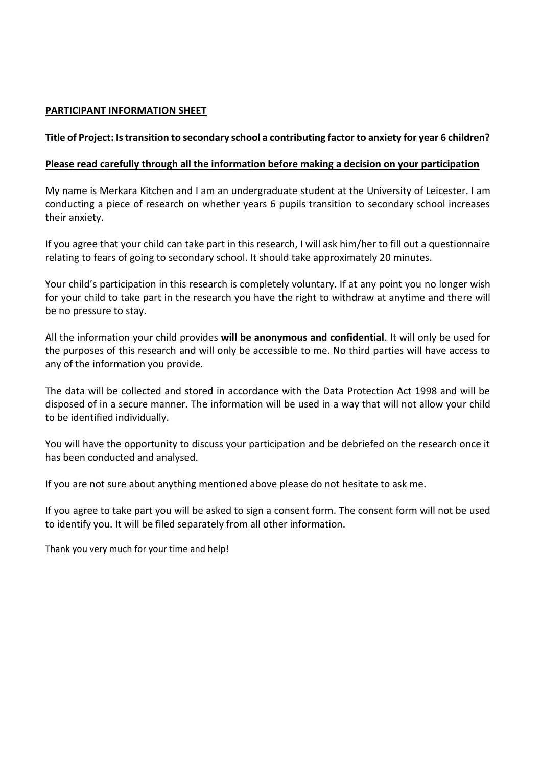**<u>PARTICIPANT INFORMATION SHEET</u>**

**Title of Project: Is transition to secondary school a contributing factor to anxiety for year 6 children?**

**<u>Please read carefully through all the information before making a decision on your participation</u>**

My name is Merkara Kitchen and I am an undergraduate student at the University of Leicester. I am conducting a piece of research on whether years 6 pupils transition to secondary school increases their anxiety.

If you agree that your child can take part in this research, I will ask him/her to fill out a questionnaire relating to fears of going to secondary school. It should take approximately 20 minutes.

Your child's participation in this research is completely voluntary. If at any point you no longer wish for your child to take part in the research you have the right to withdraw at anytime and there will be no pressure to stay.

All the information your child provides **will be anonymous and confidential**. It will only be used for the purposes of this research and will only be accessible to me. No third parties will have access to any of the information you provide.

The data will be collected and stored in accordance with the Data Protection Act 1998 and will be disposed of in a secure manner. The information will be used in a way that will not allow your child to be identified individually.

You will have the opportunity to discuss your participation and be debriefed on the research once it has been conducted and analysed.

If you are not sure about anything mentioned above please do not hesitate to ask me.

If you agree to take part you will be asked to sign a consent form. The consent form will not be used to identify you. It will be filed separately from all other information.

Thank you very much for your time and help!